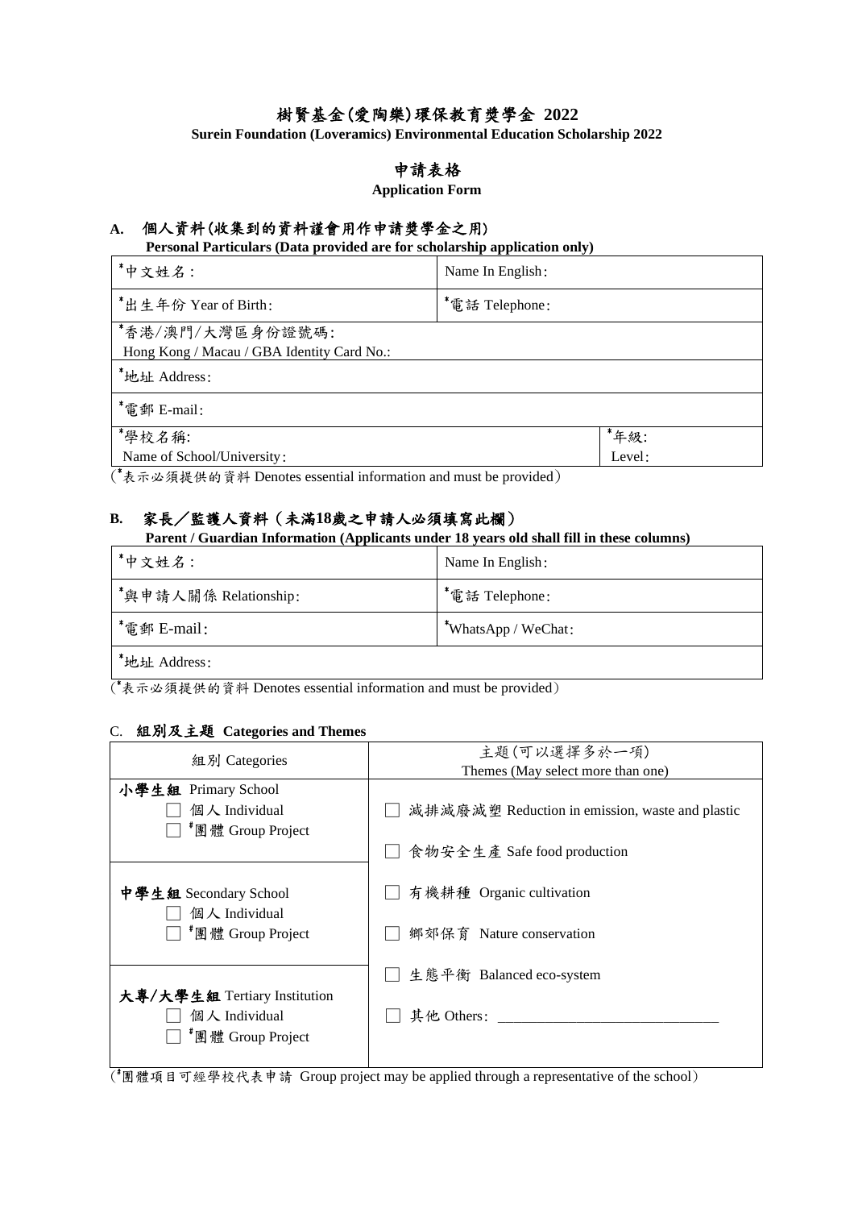# 樹賢基金(愛陶樂)環保教育獎學金 2022

**Surein Foundation (Loveramics) Environmental Education Scholarship 2022**

## 申請表格

**Application Form**

### A. 個人資料(收集到的資料謹會用作申請獎學金之用)

**Personal Particulars (Data provided are for scholarship application only)**

| | | |
|---|---|---|
| *中文姓名: | Name In English: | |
| *出生年份 Year of Birth: | *電話 Telephone: | |
| *香港/澳門/大灣區身份證號碼:<br>Hong Kong / Macau / GBA Identity Card No.: | | |
| *地址 Address: | | |
| *電郵 E-mail: | | |
| *學校名稱:<br>Name of School/University: | | *年級:<br>Level: |

(*表示必須提供的資料 Denotes essential information and must be provided)

### B. 家長/監護人資料(未滿18歲之申請人必須填寫此欄)

**Parent / Guardian Information (Applicants under 18 years old shall fill in these columns)**

| | |
|---|---|
| *中文姓名: | Name In English: |
| *與申請人關係 Relationship: | *電話 Telephone: |
| *電郵 E-mail: | *WhatsApp / WeChat: |
| *地址 Address: | |

(*表示必須提供的資料 Denotes essential information and must be provided)

### C. 組別及主題 Categories and Themes

| 組別 Categories | 主題(可以選擇多於一項)<br>Themes (May select more than one) |
|---|---|
| **小學生組** Primary School<br>☐ 個人 Individual<br>☐ #團體 Group Project | ☐ 減排減廢減塑 Reduction in emission, waste and plastic<br>☐ 食物安全生產 Safe food production |
| **中學生組** Secondary School<br>☐ 個人 Individual<br>☐ #團體 Group Project | ☐ 有機耕種 Organic cultivation<br>☐ 鄉郊保育 Nature conservation |
| **大專/大學生組** Tertiary Institution<br>☐ 個人 Individual<br>☐ #團體 Group Project | ☐ 生態平衡 Balanced eco-system<br>☐ 其他 Others: ____________________________ |

(#團體項目可經學校代表申請 Group project may be applied through a representative of the school)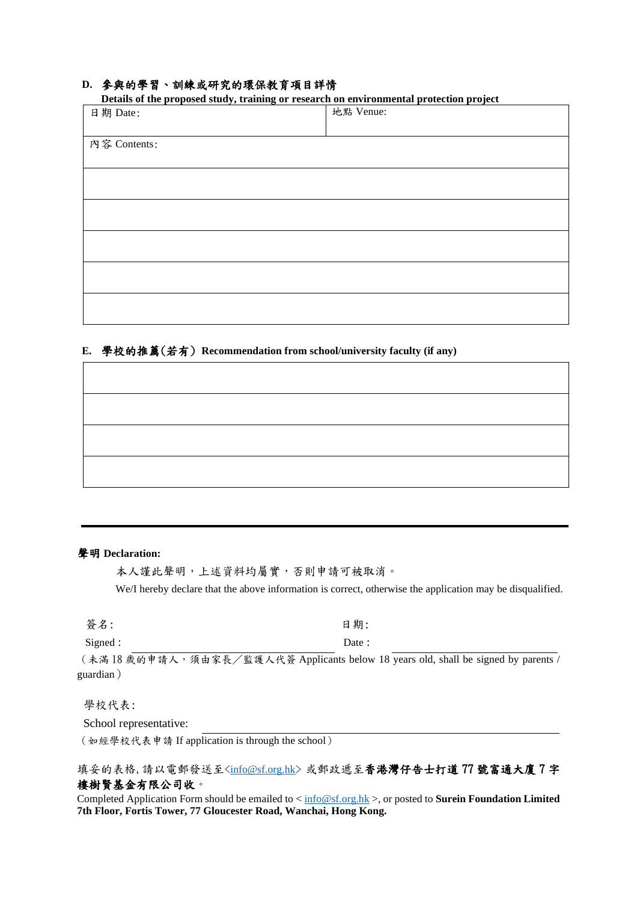**D. 參與的學習、訓練或研究的環保教育項目詳情**

**Details of the proposed study, training or research on environmental protection project**

| | |
|---|---|
| 日期 Date: | 地點 Venue: |
| 內容 Contents: | |
| | |
| | |
| | |
| | |
| | |

**E. 學校的推薦(若有) Recommendation from school/university faculty (if any)**

| |
|---|
| |
| |
| |
| |

---

**聲明 Declaration:**

本人謹此聲明，上述資料均屬實，否則申請可被取消。

We/I hereby declare that the above information is correct, otherwise the application may be disqualified.

簽名:

Signed : ______________________

日期:

Date : ______________________

(未滿 18 歲的申請人，須由家長／監護人代簽 Applicants below 18 years old, shall be signed by parents / guardian)

學校代表:

School representative: ______________________

(如經學校代表申請 If application is through the school)

填妥的表格, 請以電郵發送至<info@sf.org.hk> 或郵政遞至**香港灣仔告士打道 77 號富通大廈 7 字樓樹賢基金有限公司收**。

Completed Application Form should be emailed to < info@sf.org.hk >, or posted to **Surein Foundation Limited 7th Floor, Fortis Tower, 77 Gloucester Road, Wanchai, Hong Kong.**